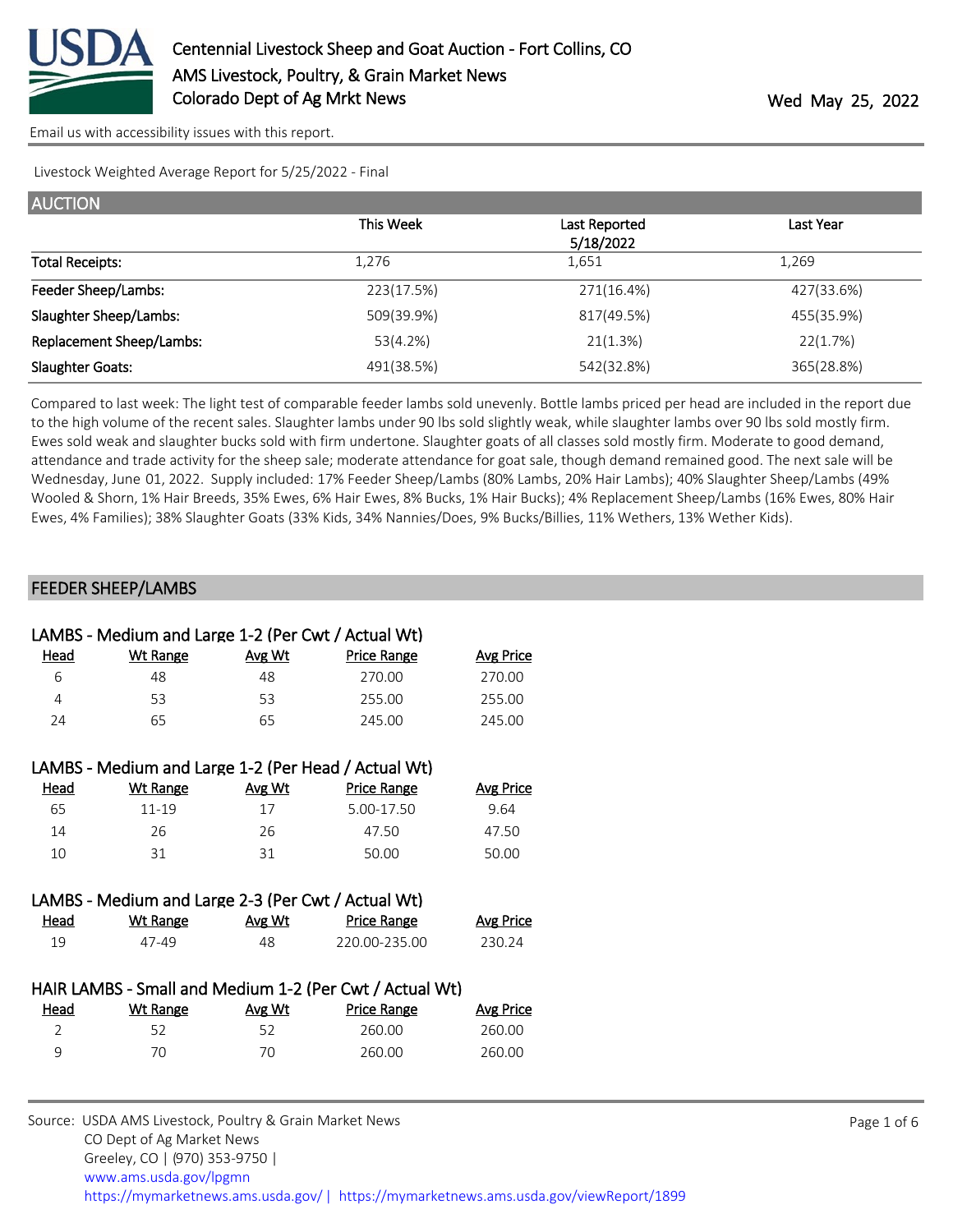# Centennial Livestock Sheep and Goat Auction - Fort Collins, CO

AMS Livestock, Poultry, & Grain Market News

Colorado Dept of Ag Mrkt News

Wed May 25, 2022

Email us with accessibility issues with this report.

Livestock Weighted Average Report for 5/25/2022 - Final

## AUCTION

| | This Week | Last Reported 5/18/2022 | Last Year |
|---|---|---|---|
| Total Receipts: | 1,276 | 1,651 | 1,269 |
| Feeder Sheep/Lambs: | 223(17.5%) | 271(16.4%) | 427(33.6%) |
| Slaughter Sheep/Lambs: | 509(39.9%) | 817(49.5%) | 455(35.9%) |
| Replacement Sheep/Lambs: | 53(4.2%) | 21(1.3%) | 22(1.7%) |
| Slaughter Goats: | 491(38.5%) | 542(32.8%) | 365(28.8%) |

Compared to last week: The light test of comparable feeder lambs sold unevenly. Bottle lambs priced per head are included in the report due to the high volume of the recent sales. Slaughter lambs under 90 lbs sold slightly weak, while slaughter lambs over 90 lbs sold mostly firm. Ewes sold weak and slaughter bucks sold with firm undertone. Slaughter goats of all classes sold mostly firm. Moderate to good demand, attendance and trade activity for the sheep sale; moderate attendance for goat sale, though demand remained good. The next sale will be Wednesday, June 01, 2022. Supply included: 17% Feeder Sheep/Lambs (80% Lambs, 20% Hair Lambs); 40% Slaughter Sheep/Lambs (49% Wooled & Shorn, 1% Hair Breeds, 35% Ewes, 6% Hair Ewes, 8% Bucks, 1% Hair Bucks); 4% Replacement Sheep/Lambs (16% Ewes, 80% Hair Ewes, 4% Families); 38% Slaughter Goats (33% Kids, 34% Nannies/Does, 9% Bucks/Billies, 11% Wethers, 13% Wether Kids).

## FEEDER SHEEP/LAMBS

### LAMBS - Medium and Large 1-2 (Per Cwt / Actual Wt)

| Head | Wt Range | Avg Wt | Price Range | Avg Price |
|---|---|---|---|---|
| 6 | 48 | 48 | 270.00 | 270.00 |
| 4 | 53 | 53 | 255.00 | 255.00 |
| 24 | 65 | 65 | 245.00 | 245.00 |

### LAMBS - Medium and Large 1-2 (Per Head / Actual Wt)

| Head | Wt Range | Avg Wt | Price Range | Avg Price |
|---|---|---|---|---|
| 65 | 11-19 | 17 | 5.00-17.50 | 9.64 |
| 14 | 26 | 26 | 47.50 | 47.50 |
| 10 | 31 | 31 | 50.00 | 50.00 |

### LAMBS - Medium and Large 2-3 (Per Cwt / Actual Wt)

| Head | Wt Range | Avg Wt | Price Range | Avg Price |
|---|---|---|---|---|
| 19 | 47-49 | 48 | 220.00-235.00 | 230.24 |

### HAIR LAMBS - Small and Medium 1-2 (Per Cwt / Actual Wt)

| Head | Wt Range | Avg Wt | Price Range | Avg Price |
|---|---|---|---|---|
| 2 | 52 | 52 | 260.00 | 260.00 |
| 9 | 70 | 70 | 260.00 | 260.00 |

Source: USDA AMS Livestock, Poultry & Grain Market News
CO Dept of Ag Market News
Greeley, CO | (970) 353-9750 |
www.ams.usda.gov/lpgmn
https://mymarketnews.ams.usda.gov/ | https://mymarketnews.ams.usda.gov/viewReport/1899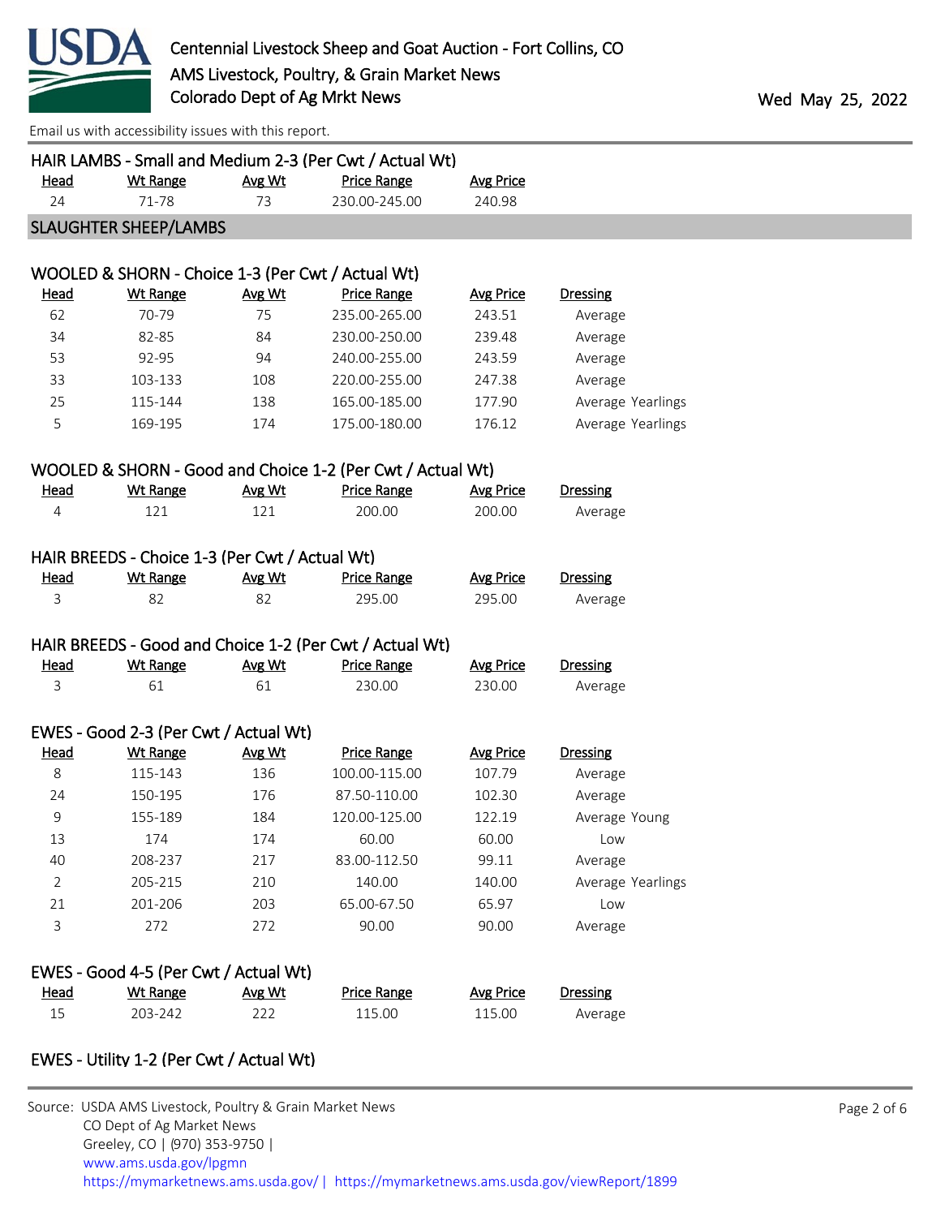### HAIR LAMBS - Small and Medium 2-3 (Per Cwt / Actual Wt)

| Head | Wt Range | Avg Wt | Price Range | Avg Price |
|---|---|---|---|---|
| 24 | 71-78 | 73 | 230.00-245.00 | 240.98 |

## SLAUGHTER SHEEP/LAMBS

### WOOLED & SHORN - Choice 1-3 (Per Cwt / Actual Wt)

| Head | Wt Range | Avg Wt | Price Range | Avg Price | Dressing |
|---|---|---|---|---|---|
| 62 | 70-79 | 75 | 235.00-265.00 | 243.51 | Average |
| 34 | 82-85 | 84 | 230.00-250.00 | 239.48 | Average |
| 53 | 92-95 | 94 | 240.00-255.00 | 243.59 | Average |
| 33 | 103-133 | 108 | 220.00-255.00 | 247.38 | Average |
| 25 | 115-144 | 138 | 165.00-185.00 | 177.90 | Average Yearlings |
| 5 | 169-195 | 174 | 175.00-180.00 | 176.12 | Average Yearlings |

### WOOLED & SHORN - Good and Choice 1-2 (Per Cwt / Actual Wt)

| Head | Wt Range | Avg Wt | Price Range | Avg Price | Dressing |
|---|---|---|---|---|---|
| 4 | 121 | 121 | 200.00 | 200.00 | Average |

### HAIR BREEDS - Choice 1-3 (Per Cwt / Actual Wt)

| Head | Wt Range | Avg Wt | Price Range | Avg Price | Dressing |
|---|---|---|---|---|---|
| 3 | 82 | 82 | 295.00 | 295.00 | Average |

### HAIR BREEDS - Good and Choice 1-2 (Per Cwt / Actual Wt)

| Head | Wt Range | Avg Wt | Price Range | Avg Price | Dressing |
|---|---|---|---|---|---|
| 3 | 61 | 61 | 230.00 | 230.00 | Average |

### EWES - Good 2-3 (Per Cwt / Actual Wt)

| Head | Wt Range | Avg Wt | Price Range | Avg Price | Dressing |
|---|---|---|---|---|---|
| 8 | 115-143 | 136 | 100.00-115.00 | 107.79 | Average |
| 24 | 150-195 | 176 | 87.50-110.00 | 102.30 | Average |
| 9 | 155-189 | 184 | 120.00-125.00 | 122.19 | Average Young |
| 13 | 174 | 174 | 60.00 | 60.00 | Low |
| 40 | 208-237 | 217 | 83.00-112.50 | 99.11 | Average |
| 2 | 205-215 | 210 | 140.00 | 140.00 | Average Yearlings |
| 21 | 201-206 | 203 | 65.00-67.50 | 65.97 | Low |
| 3 | 272 | 272 | 90.00 | 90.00 | Average |

### EWES - Good 4-5 (Per Cwt / Actual Wt)

| Head | Wt Range | Avg Wt | Price Range | Avg Price | Dressing |
|---|---|---|---|---|---|
| 15 | 203-242 | 222 | 115.00 | 115.00 | Average |

### EWES - Utility 1-2 (Per Cwt / Actual Wt)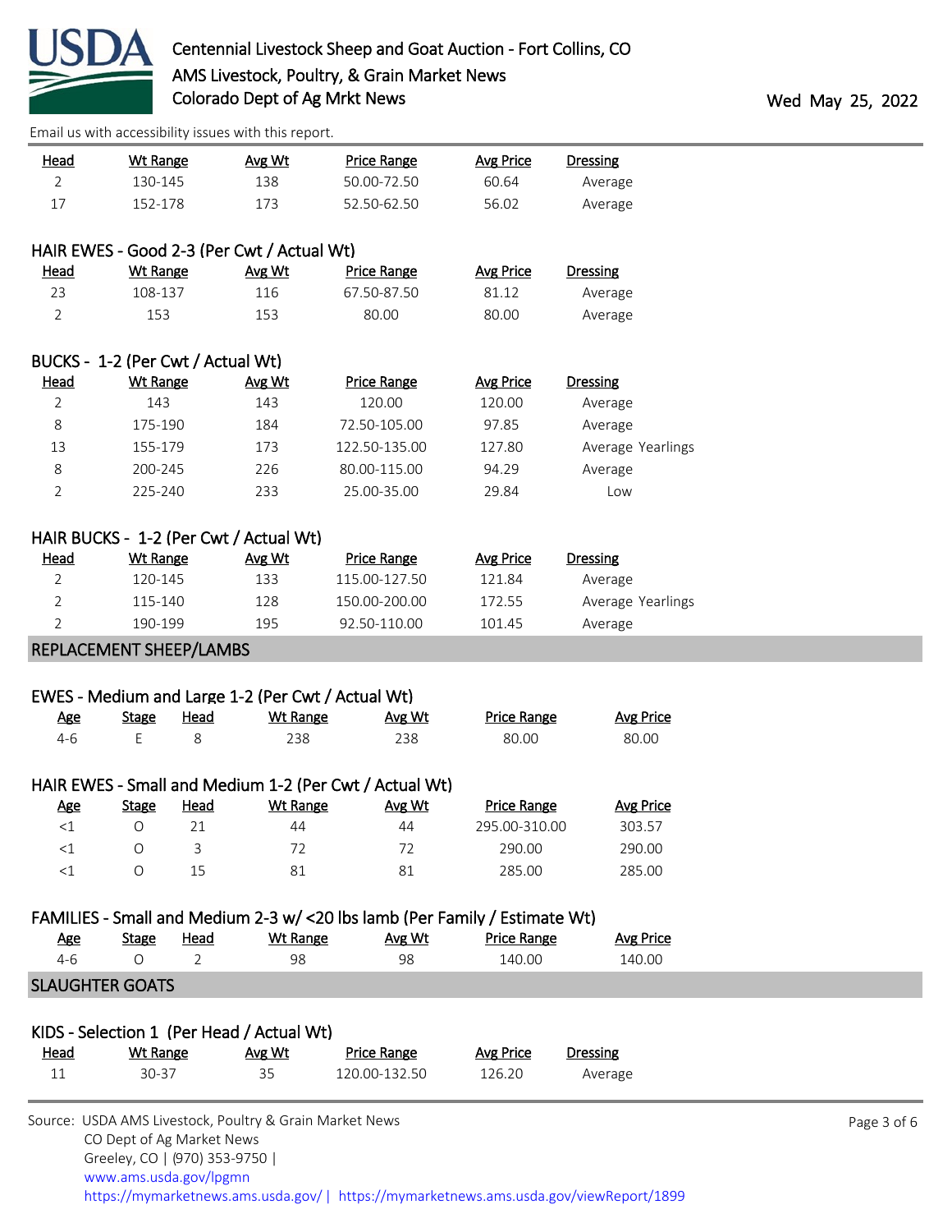| Head | Wt Range | Avg Wt | Price Range | Avg Price | Dressing |
|---|---|---|---|---|---|
| 2 | 130-145 | 138 | 50.00-72.50 | 60.64 | Average |
| 17 | 152-178 | 173 | 52.50-62.50 | 56.02 | Average |

### HAIR EWES - Good 2-3 (Per Cwt / Actual Wt)

| Head | Wt Range | Avg Wt | Price Range | Avg Price | Dressing |
|---|---|---|---|---|---|
| 23 | 108-137 | 116 | 67.50-87.50 | 81.12 | Average |
| 2 | 153 | 153 | 80.00 | 80.00 | Average |

### BUCKS - 1-2 (Per Cwt / Actual Wt)

| Head | Wt Range | Avg Wt | Price Range | Avg Price | Dressing |
|---|---|---|---|---|---|
| 2 | 143 | 143 | 120.00 | 120.00 | Average |
| 8 | 175-190 | 184 | 72.50-105.00 | 97.85 | Average |
| 13 | 155-179 | 173 | 122.50-135.00 | 127.80 | Average Yearlings |
| 8 | 200-245 | 226 | 80.00-115.00 | 94.29 | Average |
| 2 | 225-240 | 233 | 25.00-35.00 | 29.84 | Low |

### HAIR BUCKS - 1-2 (Per Cwt / Actual Wt)

| Head | Wt Range | Avg Wt | Price Range | Avg Price | Dressing |
|---|---|---|---|---|---|
| 2 | 120-145 | 133 | 115.00-127.50 | 121.84 | Average |
| 2 | 115-140 | 128 | 150.00-200.00 | 172.55 | Average Yearlings |
| 2 | 190-199 | 195 | 92.50-110.00 | 101.45 | Average |

## REPLACEMENT SHEEP/LAMBS

### EWES - Medium and Large 1-2 (Per Cwt / Actual Wt)

| Age | Stage | Head | Wt Range | Avg Wt | Price Range | Avg Price |
|---|---|---|---|---|---|---|
| 4-6 | E | 8 | 238 | 238 | 80.00 | 80.00 |

### HAIR EWES - Small and Medium 1-2 (Per Cwt / Actual Wt)

| Age | Stage | Head | Wt Range | Avg Wt | Price Range | Avg Price |
|---|---|---|---|---|---|---|
| <1 | O | 21 | 44 | 44 | 295.00-310.00 | 303.57 |
| <1 | O | 3 | 72 | 72 | 290.00 | 290.00 |
| <1 | O | 15 | 81 | 81 | 285.00 | 285.00 |

### FAMILIES - Small and Medium 2-3 w/ <20 lbs lamb (Per Family / Estimate Wt)

| Age | Stage | Head | Wt Range | Avg Wt | Price Range | Avg Price |
|---|---|---|---|---|---|---|
| 4-6 | O | 2 | 98 | 98 | 140.00 | 140.00 |

## SLAUGHTER GOATS

### KIDS - Selection 1 (Per Head / Actual Wt)

| Head | Wt Range | Avg Wt | Price Range | Avg Price | Dressing |
|---|---|---|---|---|---|
| 11 | 30-37 | 35 | 120.00-132.50 | 126.20 | Average |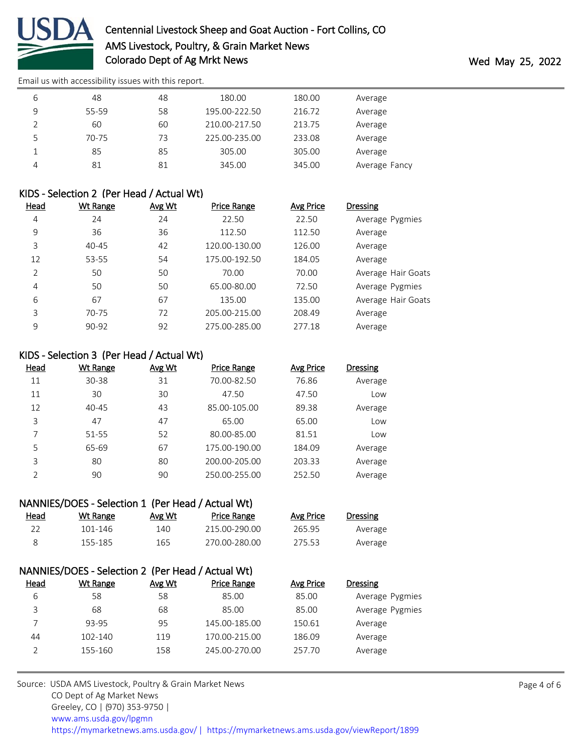Email us with accessibility issues with this report.

| Head | Wt Range | Avg Wt | Price Range | Avg Price | Dressing |
|---|---|---|---|---|---|
| 6 | 48 | 48 | 180.00 | 180.00 | Average |
| 9 | 55-59 | 58 | 195.00-222.50 | 216.72 | Average |
| 2 | 60 | 60 | 210.00-217.50 | 213.75 | Average |
| 5 | 70-75 | 73 | 225.00-235.00 | 233.08 | Average |
| 1 | 85 | 85 | 305.00 | 305.00 | Average |
| 4 | 81 | 81 | 345.00 | 345.00 | Average Fancy |

## KIDS - Selection 2 (Per Head / Actual Wt)

| Head | Wt Range | Avg Wt | Price Range | Avg Price | Dressing |
|---|---|---|---|---|---|
| 4 | 24 | 24 | 22.50 | 22.50 | Average Pygmies |
| 9 | 36 | 36 | 112.50 | 112.50 | Average |
| 3 | 40-45 | 42 | 120.00-130.00 | 126.00 | Average |
| 12 | 53-55 | 54 | 175.00-192.50 | 184.05 | Average |
| 2 | 50 | 50 | 70.00 | 70.00 | Average Hair Goats |
| 4 | 50 | 50 | 65.00-80.00 | 72.50 | Average Pygmies |
| 6 | 67 | 67 | 135.00 | 135.00 | Average Hair Goats |
| 3 | 70-75 | 72 | 205.00-215.00 | 208.49 | Average |
| 9 | 90-92 | 92 | 275.00-285.00 | 277.18 | Average |

## KIDS - Selection 3 (Per Head / Actual Wt)

| Head | Wt Range | Avg Wt | Price Range | Avg Price | Dressing |
|---|---|---|---|---|---|
| 11 | 30-38 | 31 | 70.00-82.50 | 76.86 | Average |
| 11 | 30 | 30 | 47.50 | 47.50 | Low |
| 12 | 40-45 | 43 | 85.00-105.00 | 89.38 | Average |
| 3 | 47 | 47 | 65.00 | 65.00 | Low |
| 7 | 51-55 | 52 | 80.00-85.00 | 81.51 | Low |
| 5 | 65-69 | 67 | 175.00-190.00 | 184.09 | Average |
| 3 | 80 | 80 | 200.00-205.00 | 203.33 | Average |
| 2 | 90 | 90 | 250.00-255.00 | 252.50 | Average |

## NANNIES/DOES - Selection 1 (Per Head / Actual Wt)

| Head | Wt Range | Avg Wt | Price Range | Avg Price | Dressing |
|---|---|---|---|---|---|
| 22 | 101-146 | 140 | 215.00-290.00 | 265.95 | Average |
| 8 | 155-185 | 165 | 270.00-280.00 | 275.53 | Average |

## NANNIES/DOES - Selection 2 (Per Head / Actual Wt)

| Head | Wt Range | Avg Wt | Price Range | Avg Price | Dressing |
|---|---|---|---|---|---|
| 6 | 58 | 58 | 85.00 | 85.00 | Average Pygmies |
| 3 | 68 | 68 | 85.00 | 85.00 | Average Pygmies |
| 7 | 93-95 | 95 | 145.00-185.00 | 150.61 | Average |
| 44 | 102-140 | 119 | 170.00-215.00 | 186.09 | Average |
| 2 | 155-160 | 158 | 245.00-270.00 | 257.70 | Average |

Source: USDA AMS Livestock, Poultry & Grain Market News
CO Dept of Ag Market News
Greeley, CO | (970) 353-9750 |
www.ams.usda.gov/lpgmn
https://mymarketnews.ams.usda.gov/ | https://mymarketnews.ams.usda.gov/viewReport/1899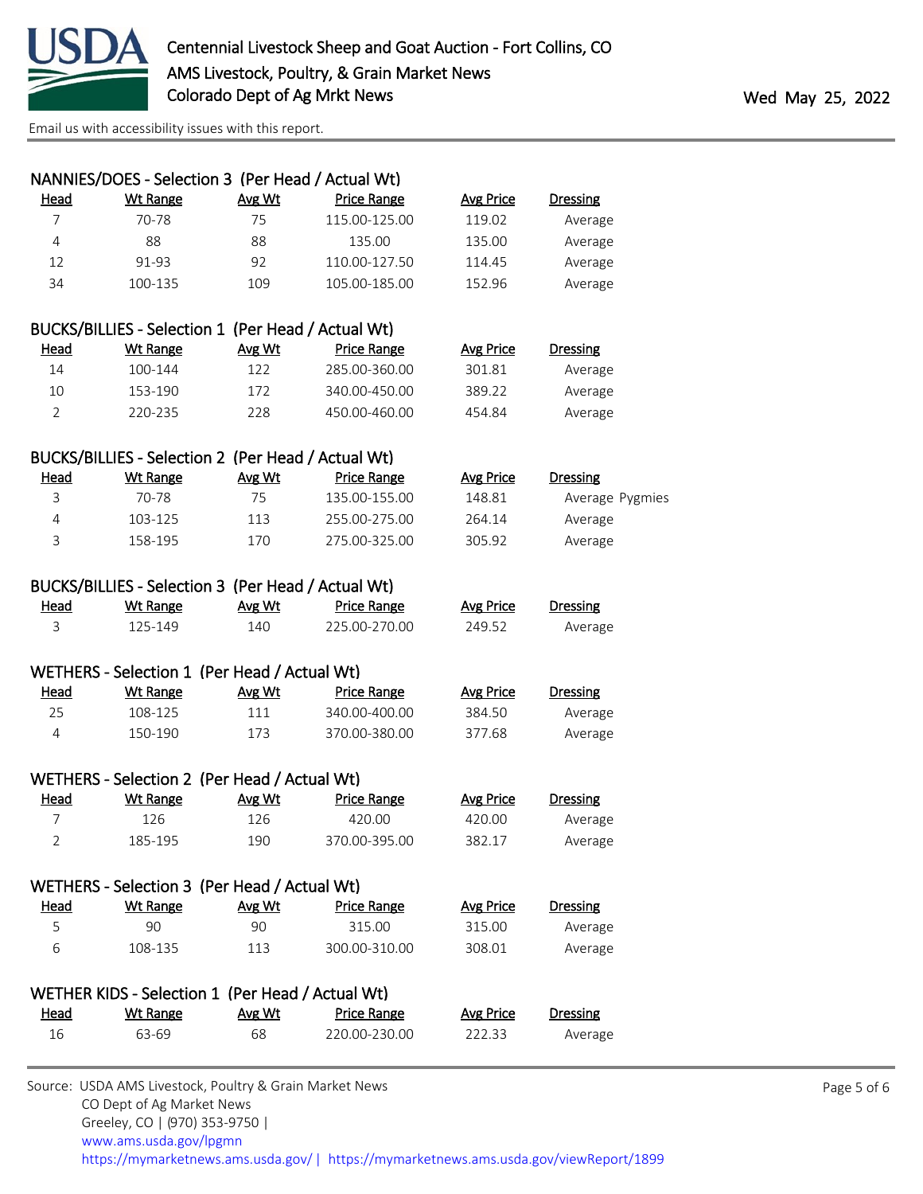Centennial Livestock Sheep and Goat Auction - Fort Collins, CO
AMS Livestock, Poultry, & Grain Market News
Colorado Dept of Ag Mrkt News

Wed May 25, 2022

Email us with accessibility issues with this report.

### NANNIES/DOES - Selection 3 (Per Head / Actual Wt)

| Head | Wt Range | Avg Wt | Price Range | Avg Price | Dressing |
|---|---|---|---|---|---|
| 7 | 70-78 | 75 | 115.00-125.00 | 119.02 | Average |
| 4 | 88 | 88 | 135.00 | 135.00 | Average |
| 12 | 91-93 | 92 | 110.00-127.50 | 114.45 | Average |
| 34 | 100-135 | 109 | 105.00-185.00 | 152.96 | Average |

### BUCKS/BILLIES - Selection 1 (Per Head / Actual Wt)

| Head | Wt Range | Avg Wt | Price Range | Avg Price | Dressing |
|---|---|---|---|---|---|
| 14 | 100-144 | 122 | 285.00-360.00 | 301.81 | Average |
| 10 | 153-190 | 172 | 340.00-450.00 | 389.22 | Average |
| 2 | 220-235 | 228 | 450.00-460.00 | 454.84 | Average |

### BUCKS/BILLIES - Selection 2 (Per Head / Actual Wt)

| Head | Wt Range | Avg Wt | Price Range | Avg Price | Dressing |
|---|---|---|---|---|---|
| 3 | 70-78 | 75 | 135.00-155.00 | 148.81 | Average Pygmies |
| 4 | 103-125 | 113 | 255.00-275.00 | 264.14 | Average |
| 3 | 158-195 | 170 | 275.00-325.00 | 305.92 | Average |

### BUCKS/BILLIES - Selection 3 (Per Head / Actual Wt)

| Head | Wt Range | Avg Wt | Price Range | Avg Price | Dressing |
|---|---|---|---|---|---|
| 3 | 125-149 | 140 | 225.00-270.00 | 249.52 | Average |

### WETHERS - Selection 1 (Per Head / Actual Wt)

| Head | Wt Range | Avg Wt | Price Range | Avg Price | Dressing |
|---|---|---|---|---|---|
| 25 | 108-125 | 111 | 340.00-400.00 | 384.50 | Average |
| 4 | 150-190 | 173 | 370.00-380.00 | 377.68 | Average |

### WETHERS - Selection 2 (Per Head / Actual Wt)

| Head | Wt Range | Avg Wt | Price Range | Avg Price | Dressing |
|---|---|---|---|---|---|
| 7 | 126 | 126 | 420.00 | 420.00 | Average |
| 2 | 185-195 | 190 | 370.00-395.00 | 382.17 | Average |

### WETHERS - Selection 3 (Per Head / Actual Wt)

| Head | Wt Range | Avg Wt | Price Range | Avg Price | Dressing |
|---|---|---|---|---|---|
| 5 | 90 | 90 | 315.00 | 315.00 | Average |
| 6 | 108-135 | 113 | 300.00-310.00 | 308.01 | Average |

### WETHER KIDS - Selection 1 (Per Head / Actual Wt)

| Head | Wt Range | Avg Wt | Price Range | Avg Price | Dressing |
|---|---|---|---|---|---|
| 16 | 63-69 | 68 | 220.00-230.00 | 222.33 | Average |

Source: USDA AMS Livestock, Poultry & Grain Market News
CO Dept of Ag Market News
Greeley, CO | (970) 353-9750 |
www.ams.usda.gov/lpgmn
https://mymarketnews.ams.usda.gov/ | https://mymarketnews.ams.usda.gov/viewReport/1899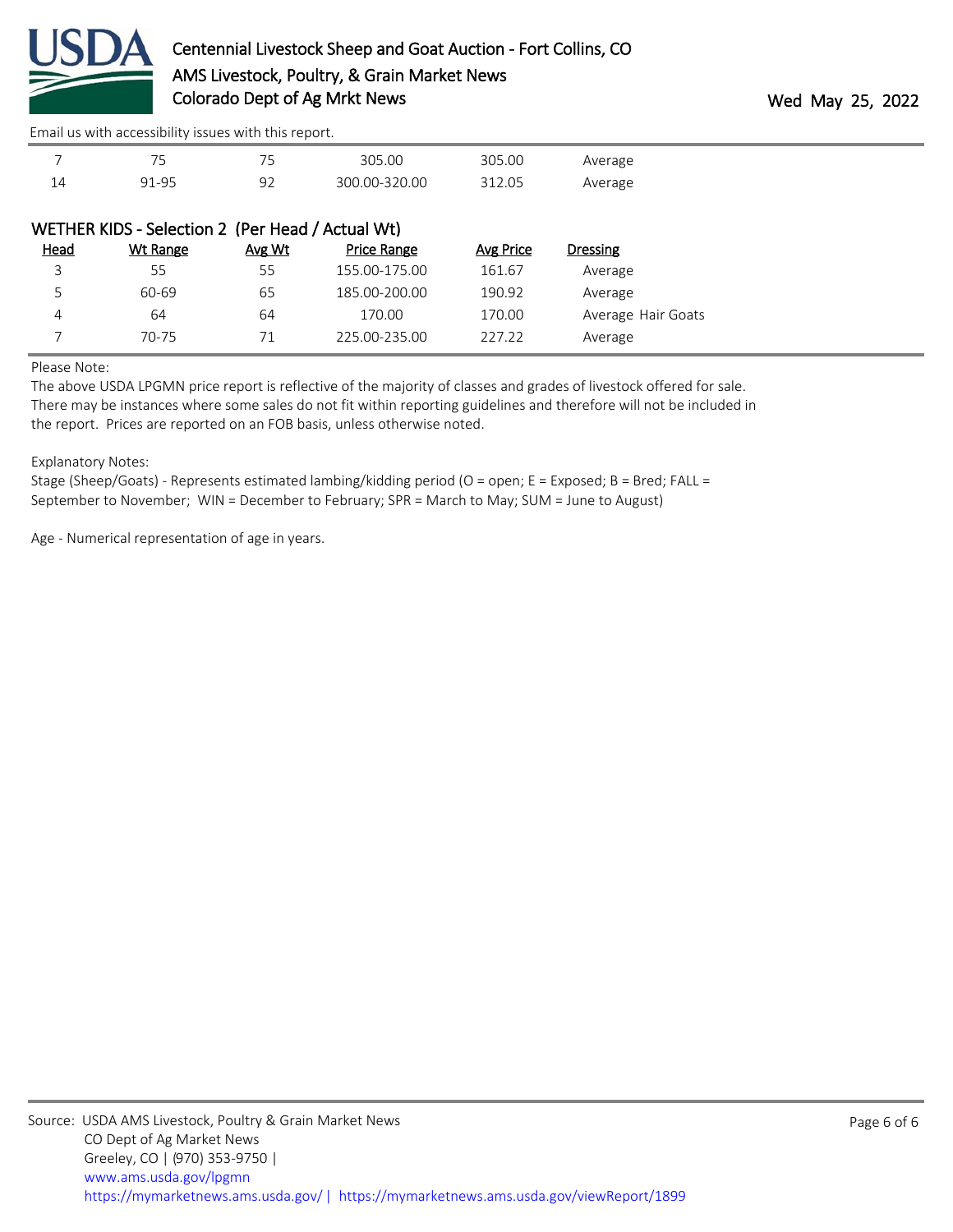| | | | | | |
|---|---|---|---|---|---|
| 7 | 75 | 75 | 305.00 | 305.00 | Average |
| 14 | 91-95 | 92 | 300.00-320.00 | 312.05 | Average |

### WETHER KIDS - Selection 2 (Per Head / Actual Wt)

| Head | Wt Range | Avg Wt | Price Range | Avg Price | Dressing |
|---|---|---|---|---|---|
| 3 | 55 | 55 | 155.00-175.00 | 161.67 | Average |
| 5 | 60-69 | 65 | 185.00-200.00 | 190.92 | Average |
| 4 | 64 | 64 | 170.00 | 170.00 | Average Hair Goats |
| 7 | 70-75 | 71 | 225.00-235.00 | 227.22 | Average |

Please Note:

The above USDA LPGMN price report is reflective of the majority of classes and grades of livestock offered for sale. There may be instances where some sales do not fit within reporting guidelines and therefore will not be included in the report. Prices are reported on an FOB basis, unless otherwise noted.

Explanatory Notes:

Stage (Sheep/Goats) - Represents estimated lambing/kidding period (O = open; E = Exposed; B = Bred; FALL = September to November; WIN = December to February; SPR = March to May; SUM = June to August)

Age - Numerical representation of age in years.

Source: USDA AMS Livestock, Poultry & Grain Market News
CO Dept of Ag Market News
Greeley, CO | (970) 353-9750 |
www.ams.usda.gov/lpgmn
https://mymarketnews.ams.usda.gov/ | https://mymarketnews.ams.usda.gov/viewReport/1899